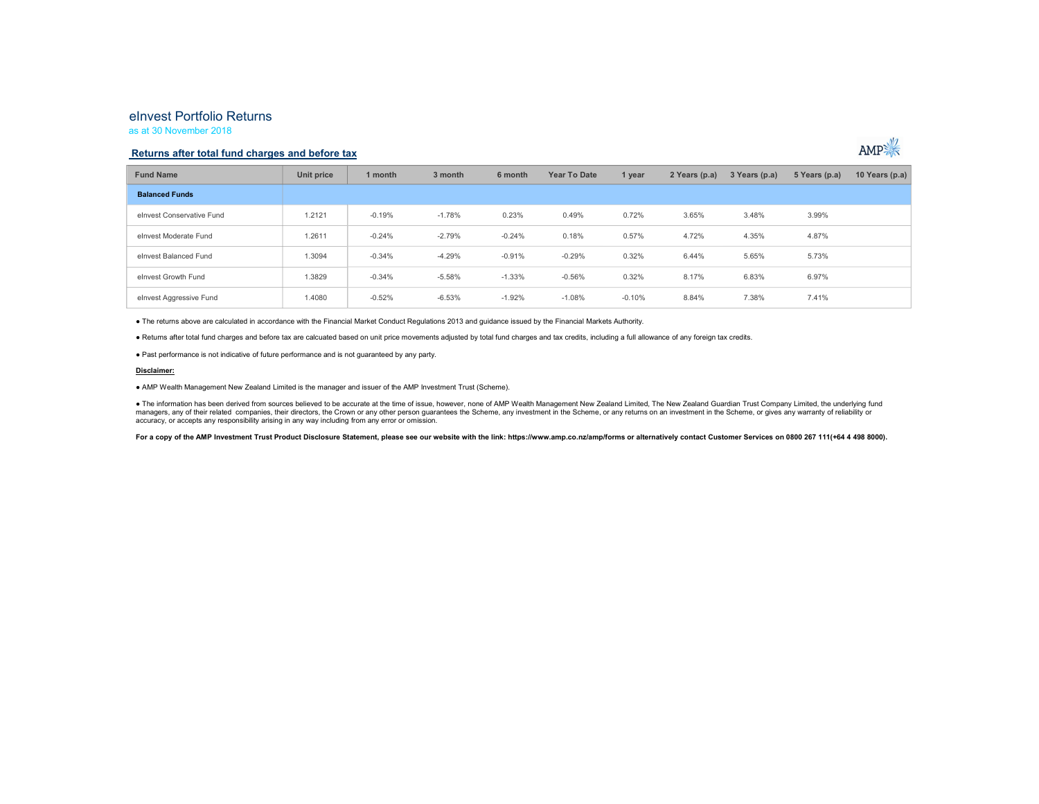# eInvest Portfolio Returns

as at 30 November 2018

## Returns after total fund charges and before tax

| Fund Name | Unit price | 1 month | 3 month | 6 month | Year To Date | 1 year | 2 Years (p.a) | 3 Years (p.a) | 5 Years (p.a) | 10 Years (p.a) |
|---|---|---|---|---|---|---|---|---|---|---|
| **Balanced Funds** | | | | | | | | | | |
| eInvest Conservative Fund | 1.2121 | -0.19% | -1.78% | 0.23% | 0.49% | 0.72% | 3.65% | 3.48% | 3.99% | |
| eInvest Moderate Fund | 1.2611 | -0.24% | -2.79% | -0.24% | 0.18% | 0.57% | 4.72% | 4.35% | 4.87% | |
| eInvest Balanced Fund | 1.3094 | -0.34% | -4.29% | -0.91% | -0.29% | 0.32% | 6.44% | 5.65% | 5.73% | |
| eInvest Growth Fund | 1.3829 | -0.34% | -5.58% | -1.33% | -0.56% | 0.32% | 8.17% | 6.83% | 6.97% | |
| eInvest Aggressive Fund | 1.4080 | -0.52% | -6.53% | -1.92% | -1.08% | -0.10% | 8.84% | 7.38% | 7.41% | |

- The returns above are calculated in accordance with the Financial Market Conduct Regulations 2013 and guidance issued by the Financial Markets Authority.
- Returns after total fund charges and before tax are calcuated based on unit price movements adjusted by total fund charges and tax credits, including a full allowance of any foreign tax credits.
- Past performance is not indicative of future performance and is not guaranteed by any party.

**Disclaimer:**

- AMP Wealth Management New Zealand Limited is the manager and issuer of the AMP Investment Trust (Scheme).
- The information has been derived from sources believed to be accurate at the time of issue, however, none of AMP Wealth Management New Zealand Limited, The New Zealand Guardian Trust Company Limited, the underlying fund managers, any of their related companies, their directors, the Crown or any other person guarantees the Scheme, any investment in the Scheme, or any returns on an investment in the Scheme, or gives any warranty of reliability or accuracy, or accepts any responsibility arising in any way including from any error or omission.

**For a copy of the AMP Investment Trust Product Disclosure Statement, please see our website with the link: https://www.amp.co.nz/amp/forms or alternatively contact Customer Services on 0800 267 111(+64 4 498 8000).**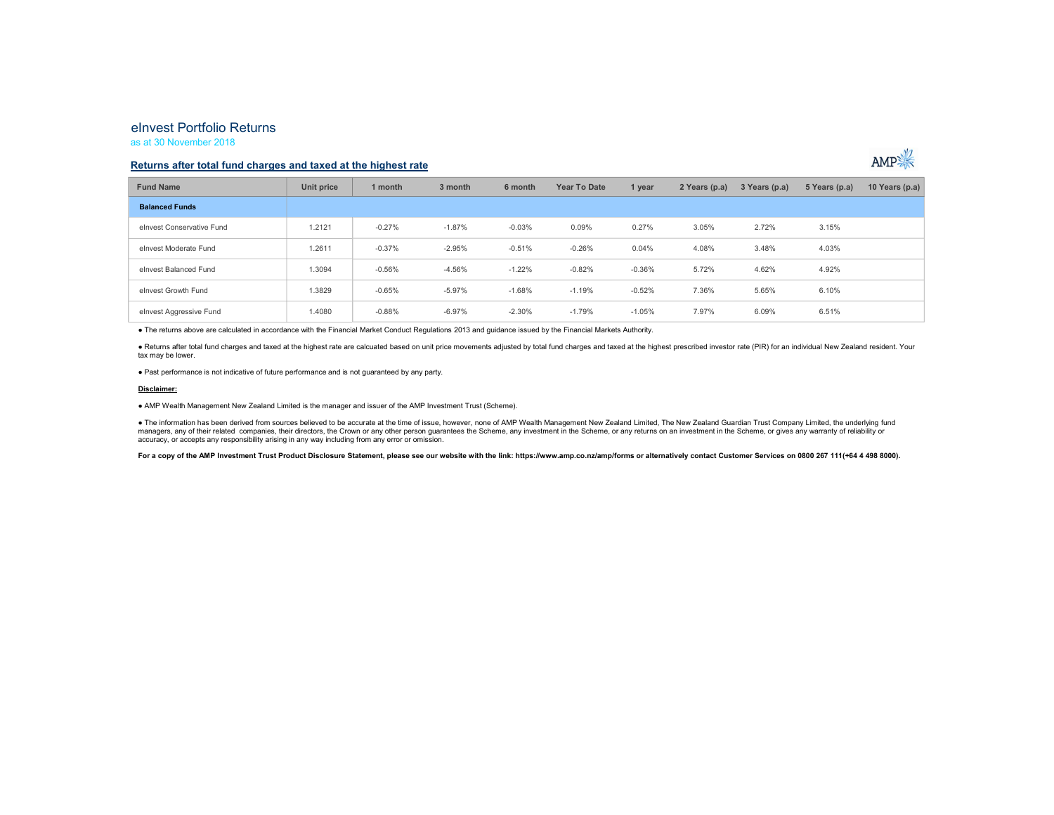# eInvest Portfolio Returns

as at 30 November 2018

## Returns after total fund charges and taxed at the highest rate

| Fund Name | Unit price | 1 month | 3 month | 6 month | Year To Date | 1 year | 2 Years (p.a) | 3 Years (p.a) | 5 Years (p.a) | 10 Years (p.a) |
|---|---|---|---|---|---|---|---|---|---|---|
| **Balanced Funds** | | | | | | | | | | |
| eInvest Conservative Fund | 1.2121 | -0.27% | -1.87% | -0.03% | 0.09% | 0.27% | 3.05% | 2.72% | 3.15% | |
| eInvest Moderate Fund | 1.2611 | -0.37% | -2.95% | -0.51% | -0.26% | 0.04% | 4.08% | 3.48% | 4.03% | |
| eInvest Balanced Fund | 1.3094 | -0.56% | -4.56% | -1.22% | -0.82% | -0.36% | 5.72% | 4.62% | 4.92% | |
| eInvest Growth Fund | 1.3829 | -0.65% | -5.97% | -1.68% | -1.19% | -0.52% | 7.36% | 5.65% | 6.10% | |
| eInvest Aggressive Fund | 1.4080 | -0.88% | -6.97% | -2.30% | -1.79% | -1.05% | 7.97% | 6.09% | 6.51% | |

- The returns above are calculated in accordance with the Financial Market Conduct Regulations 2013 and guidance issued by the Financial Markets Authority.
- Returns after total fund charges and taxed at the highest rate are calcuated based on unit price movements adjusted by total fund charges and taxed at the highest prescribed investor rate (PIR) for an individual New Zealand resident. Your tax may be lower.
- Past performance is not indicative of future performance and is not guaranteed by any party.

**Disclaimer:**

- AMP Wealth Management New Zealand Limited is the manager and issuer of the AMP Investment Trust (Scheme).
- The information has been derived from sources believed to be accurate at the time of issue, however, none of AMP Wealth Management New Zealand Limited, The New Zealand Guardian Trust Company Limited, the underlying fund managers, any of their related companies, their directors, the Crown or any other person guarantees the Scheme, any investment in the Scheme, or any returns on an investment in the Scheme, or gives any warranty of reliability or accuracy, or accepts any responsibility arising in any way including from any error or omission.

**For a copy of the AMP Investment Trust Product Disclosure Statement, please see our website with the link: https://www.amp.co.nz/amp/forms or alternatively contact Customer Services on 0800 267 111(+64 4 498 8000).**